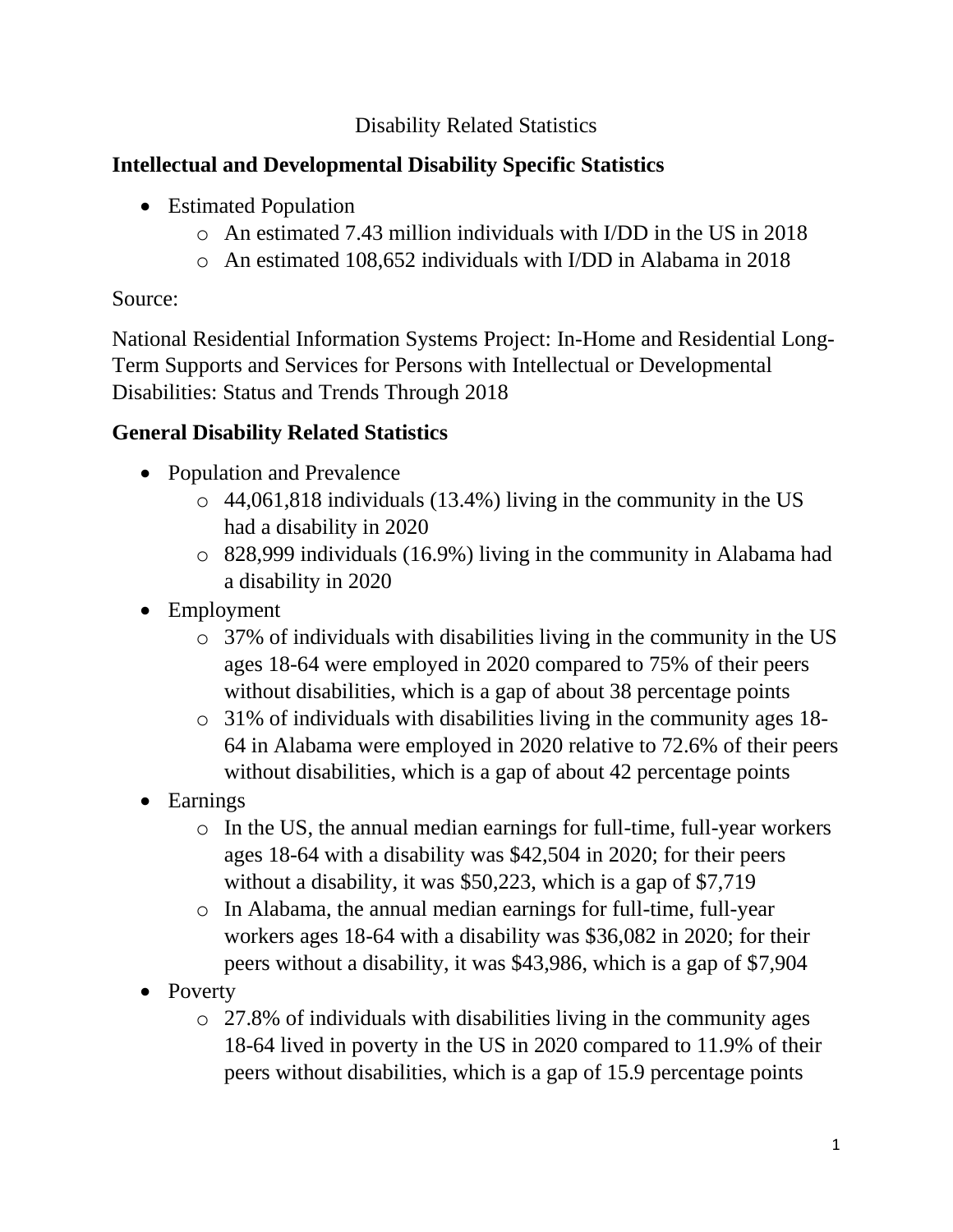# Disability Related Statistics

## Intellectual and Developmental Disability Specific Statistics

- Estimated Population
  - An estimated 7.43 million individuals with I/DD in the US in 2018
  - An estimated 108,652 individuals with I/DD in Alabama in 2018

Source:

National Residential Information Systems Project: In-Home and Residential Long-Term Supports and Services for Persons with Intellectual or Developmental Disabilities: Status and Trends Through 2018

## General Disability Related Statistics

- Population and Prevalence
  - 44,061,818 individuals (13.4%) living in the community in the US had a disability in 2020
  - 828,999 individuals (16.9%) living in the community in Alabama had a disability in 2020
- Employment
  - 37% of individuals with disabilities living in the community in the US ages 18-64 were employed in 2020 compared to 75% of their peers without disabilities, which is a gap of about 38 percentage points
  - 31% of individuals with disabilities living in the community ages 18-64 in Alabama were employed in 2020 relative to 72.6% of their peers without disabilities, which is a gap of about 42 percentage points
- Earnings
  - In the US, the annual median earnings for full-time, full-year workers ages 18-64 with a disability was $42,504 in 2020; for their peers without a disability, it was $50,223, which is a gap of $7,719
  - In Alabama, the annual median earnings for full-time, full-year workers ages 18-64 with a disability was $36,082 in 2020; for their peers without a disability, it was $43,986, which is a gap of $7,904
- Poverty
  - 27.8% of individuals with disabilities living in the community ages 18-64 lived in poverty in the US in 2020 compared to 11.9% of their peers without disabilities, which is a gap of 15.9 percentage points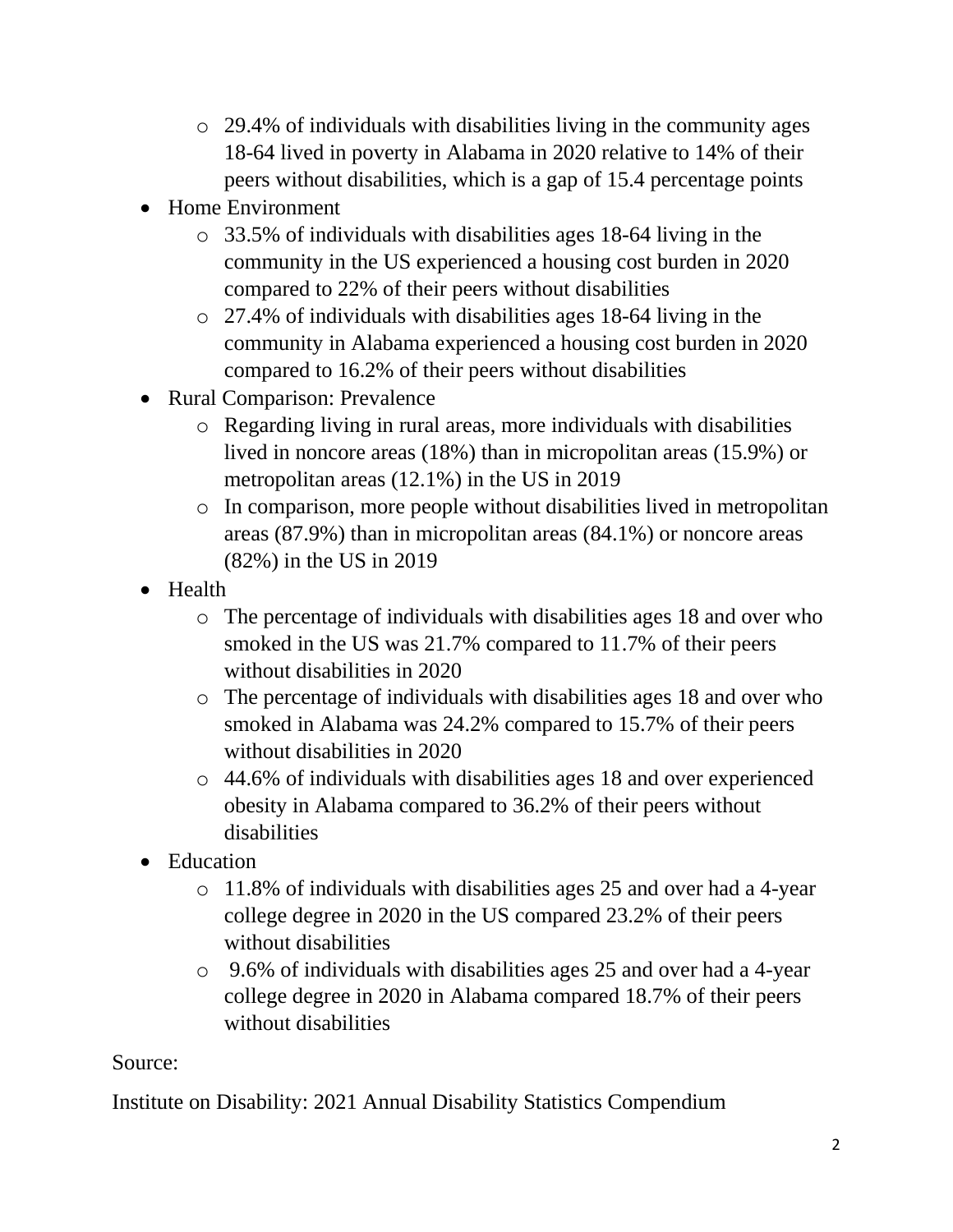- 29.4% of individuals with disabilities living in the community ages 18-64 lived in poverty in Alabama in 2020 relative to 14% of their peers without disabilities, which is a gap of 15.4 percentage points
- Home Environment
  - 33.5% of individuals with disabilities ages 18-64 living in the community in the US experienced a housing cost burden in 2020 compared to 22% of their peers without disabilities
  - 27.4% of individuals with disabilities ages 18-64 living in the community in Alabama experienced a housing cost burden in 2020 compared to 16.2% of their peers without disabilities
- Rural Comparison: Prevalence
  - Regarding living in rural areas, more individuals with disabilities lived in noncore areas (18%) than in micropolitan areas (15.9%) or metropolitan areas (12.1%) in the US in 2019
  - In comparison, more people without disabilities lived in metropolitan areas (87.9%) than in micropolitan areas (84.1%) or noncore areas (82%) in the US in 2019
- Health
  - The percentage of individuals with disabilities ages 18 and over who smoked in the US was 21.7% compared to 11.7% of their peers without disabilities in 2020
  - The percentage of individuals with disabilities ages 18 and over who smoked in Alabama was 24.2% compared to 15.7% of their peers without disabilities in 2020
  - 44.6% of individuals with disabilities ages 18 and over experienced obesity in Alabama compared to 36.2% of their peers without disabilities
- Education
  - 11.8% of individuals with disabilities ages 25 and over had a 4-year college degree in 2020 in the US compared 23.2% of their peers without disabilities
  - 9.6% of individuals with disabilities ages 25 and over had a 4-year college degree in 2020 in Alabama compared 18.7% of their peers without disabilities

Source:

Institute on Disability: 2021 Annual Disability Statistics Compendium